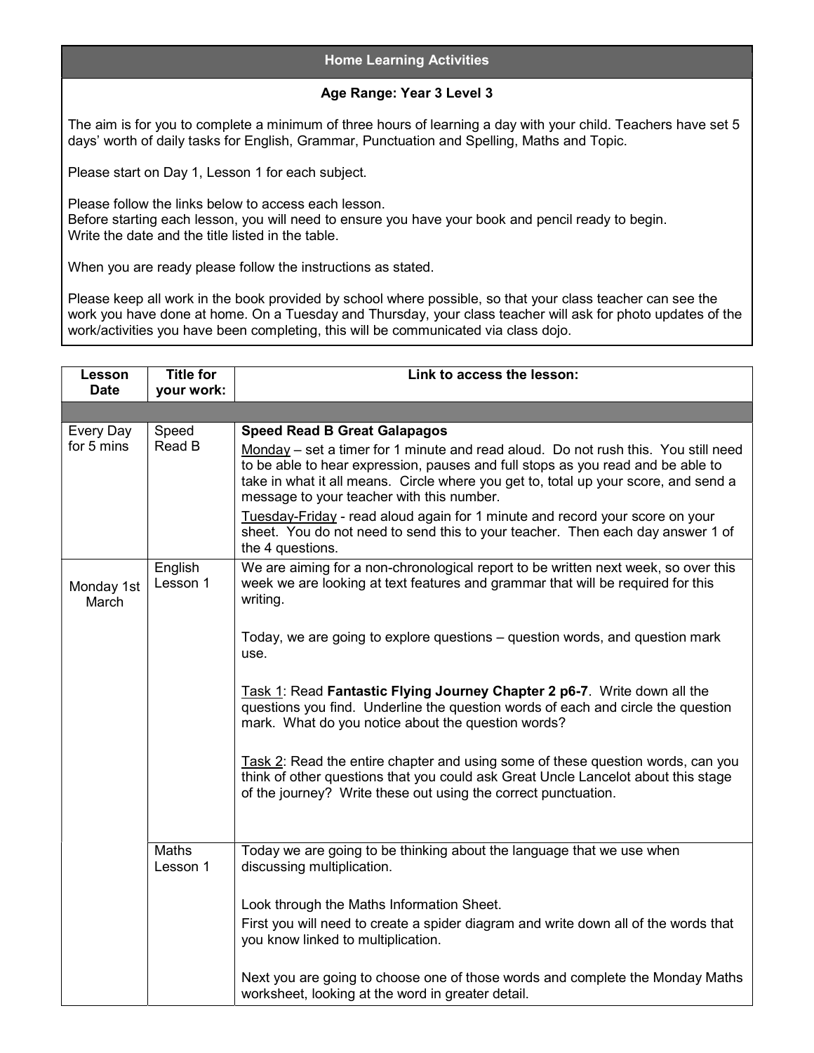## Home Learning Activities

**Age Range: Year 3 Level 3**

The aim is for you to complete a minimum of three hours of learning a day with your child. Teachers have set 5 days' worth of daily tasks for English, Grammar, Punctuation and Spelling, Maths and Topic.

Please start on Day 1, Lesson 1 for each subject.

Please follow the links below to access each lesson.
Before starting each lesson, you will need to ensure you have your book and pencil ready to begin.
Write the date and the title listed in the table.

When you are ready please follow the instructions as stated.

Please keep all work in the book provided by school where possible, so that your class teacher can see the work you have done at home. On a Tuesday and Thursday, your class teacher will ask for photo updates of the work/activities you have been completing, this will be communicated via class dojo.

| Lesson Date | Title for your work: | Link to access the lesson: |
|---|---|---|
| | | |
| Every Day for 5 mins | Speed Read B | **Speed Read B Great Galapagos**<br><br>Monday – set a timer for 1 minute and read aloud. Do not rush this. You still need to be able to hear expression, pauses and full stops as you read and be able to take in what it all means. Circle where you get to, total up your score, and send a message to your teacher with this number.<br><br>Tuesday-Friday - read aloud again for 1 minute and record your score on your sheet. You do not need to send this to your teacher. Then each day answer 1 of the 4 questions. |
| Monday 1st March | English Lesson 1 | We are aiming for a non-chronological report to be written next week, so over this week we are looking at text features and grammar that will be required for this writing.<br><br>Today, we are going to explore questions – question words, and question mark use.<br><br>Task 1: Read **Fantastic Flying Journey Chapter 2 p6-7**. Write down all the questions you find. Underline the question words of each and circle the question mark. What do you notice about the question words?<br><br>Task 2: Read the entire chapter and using some of these question words, can you think of other questions that you could ask Great Uncle Lancelot about this stage of the journey? Write these out using the correct punctuation. |
| | Maths Lesson 1 | Today we are going to be thinking about the language that we use when discussing multiplication.<br><br>Look through the Maths Information Sheet.<br><br>First you will need to create a spider diagram and write down all of the words that you know linked to multiplication.<br><br>Next you are going to choose one of those words and complete the Monday Maths worksheet, looking at the word in greater detail. |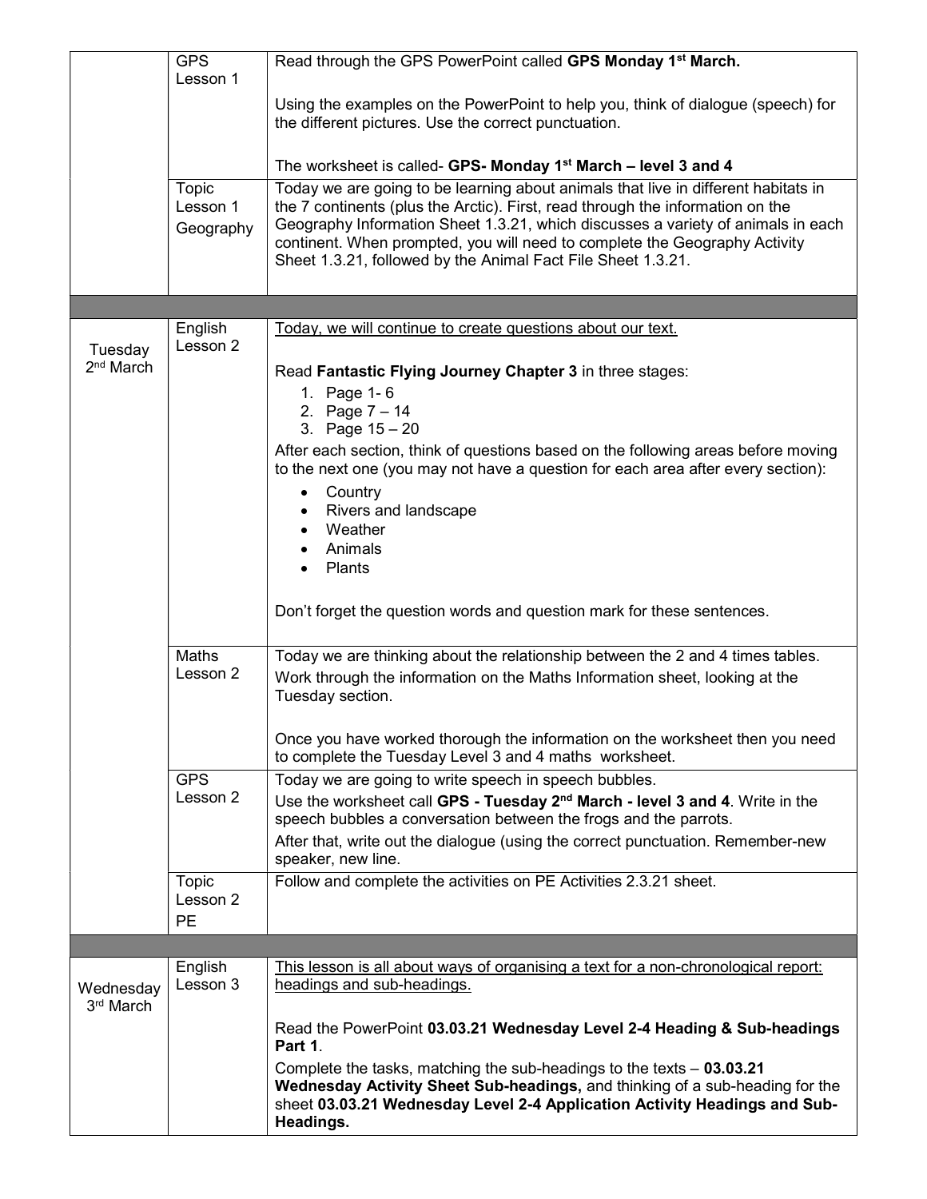| | | |
|---|---|---|
| | GPS Lesson 1 | Read through the GPS PowerPoint called **GPS Monday 1st March.**<br><br>Using the examples on the PowerPoint to help you, think of dialogue (speech) for the different pictures. Use the correct punctuation.<br><br>The worksheet is called- **GPS- Monday 1st March – level 3 and 4** |
| | Topic Lesson 1 Geography | Today we are going to be learning about animals that live in different habitats in the 7 continents (plus the Arctic). First, read through the information on the Geography Information Sheet 1.3.21, which discusses a variety of animals in each continent. When prompted, you will need to complete the Geography Activity Sheet 1.3.21, followed by the Animal Fact File Sheet 1.3.21. |
| | | |
| Tuesday 2nd March | English Lesson 2 | Today, we will continue to create questions about our text.<br><br>Read **Fantastic Flying Journey Chapter 3** in three stages:<br>1. Page 1- 6<br>2. Page 7 – 14<br>3. Page 15 – 20<br><br>After each section, think of questions based on the following areas before moving to the next one (you may not have a question for each area after every section):<br>• Country<br>• Rivers and landscape<br>• Weather<br>• Animals<br>• Plants<br><br>Don't forget the question words and question mark for these sentences. |
| | Maths Lesson 2 | Today we are thinking about the relationship between the 2 and 4 times tables.<br>Work through the information on the Maths Information sheet, looking at the Tuesday section.<br><br>Once you have worked thorough the information on the worksheet then you need to complete the Tuesday Level 3 and 4 maths worksheet. |
| | GPS Lesson 2 | Today we are going to write speech in speech bubbles.<br>Use the worksheet call **GPS - Tuesday 2nd March - level 3 and 4**. Write in the speech bubbles a conversation between the frogs and the parrots.<br>After that, write out the dialogue (using the correct punctuation. Remember-new speaker, new line. |
| | Topic Lesson 2 PE | Follow and complete the activities on PE Activities 2.3.21 sheet. |
| | | |
| Wednesday 3rd March | English Lesson 3 | This lesson is all about ways of organising a text for a non-chronological report: headings and sub-headings.<br><br>Read the PowerPoint **03.03.21 Wednesday Level 2-4 Heading & Sub-headings Part 1**.<br>Complete the tasks, matching the sub-headings to the texts – **03.03.21 Wednesday Activity Sheet Sub-headings,** and thinking of a sub-heading for the sheet **03.03.21 Wednesday Level 2-4 Application Activity Headings and Sub-Headings.** |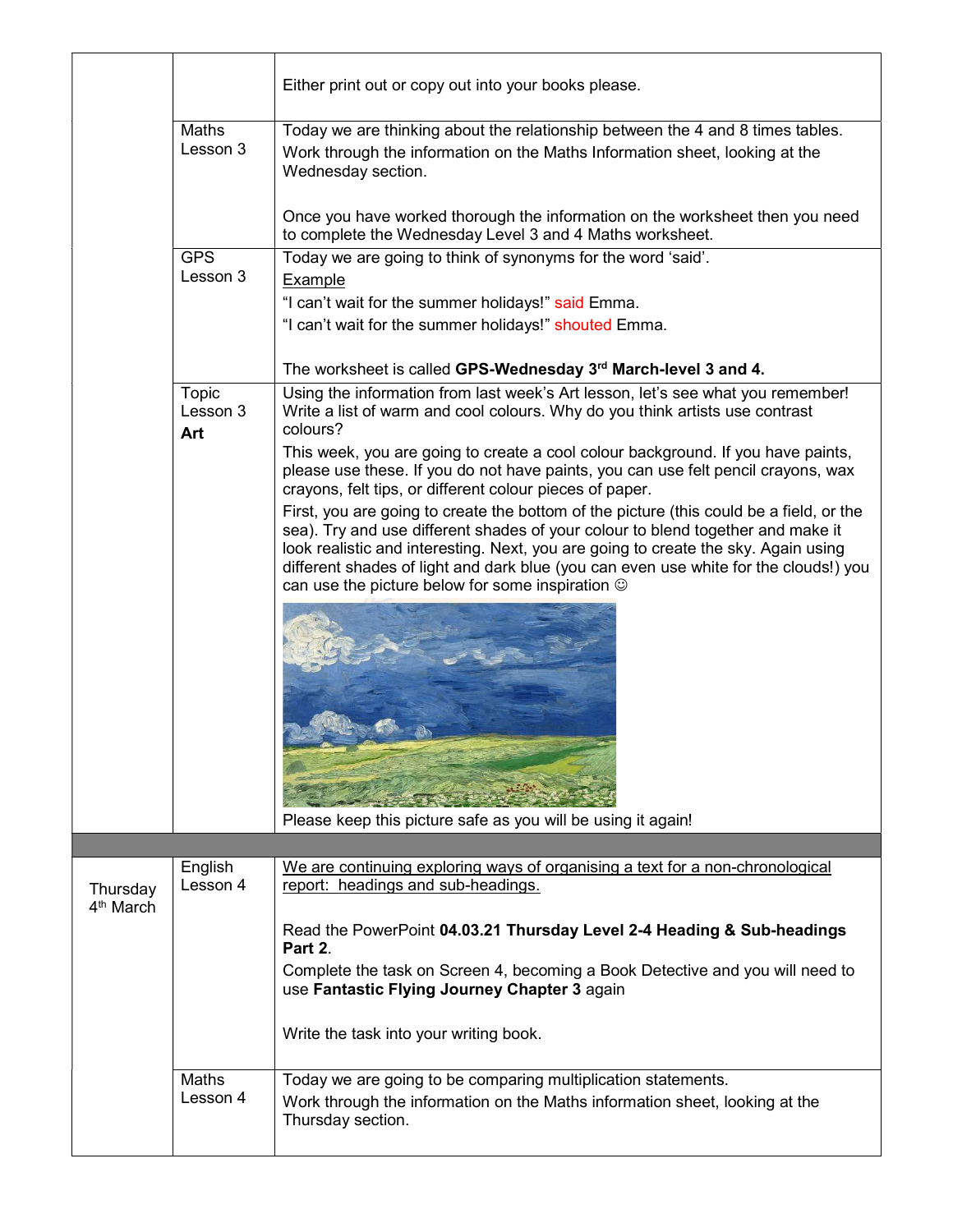| | | |
|---|---|---|
| | | Either print out or copy out into your books please. |
| | Maths Lesson 3 | Today we are thinking about the relationship between the 4 and 8 times tables.<br>Work through the information on the Maths Information sheet, looking at the Wednesday section.<br><br>Once you have worked thorough the information on the worksheet then you need to complete the Wednesday Level 3 and 4 Maths worksheet. |
| | GPS Lesson 3 | Today we are going to think of synonyms for the word 'said'.<br>Example<br>"I can't wait for the summer holidays!" said Emma.<br>"I can't wait for the summer holidays!" shouted Emma.<br><br>The worksheet is called **GPS-Wednesday 3rd March-level 3 and 4.** |
| | Topic Lesson 3 **Art** | Using the information from last week's Art lesson, let's see what you remember! Write a list of warm and cool colours. Why do you think artists use contrast colours?<br>This week, you are going to create a cool colour background. If you have paints, please use these. If you do not have paints, you can use felt pencil crayons, wax crayons, felt tips, or different colour pieces of paper.<br>First, you are going to create the bottom of the picture (this could be a field, or the sea). Try and use different shades of your colour to blend together and make it look realistic and interesting. Next, you are going to create the sky. Again using different shades of light and dark blue (you can even use white for the clouds!) you can use the picture below for some inspiration ☺<br><br>Please keep this picture safe as you will be using it again! |
| | | |
| Thursday 4th March | English Lesson 4 | We are continuing exploring ways of organising a text for a non-chronological report: headings and sub-headings.<br><br>Read the PowerPoint **04.03.21 Thursday Level 2-4 Heading & Sub-headings Part 2**.<br>Complete the task on Screen 4, becoming a Book Detective and you will need to use **Fantastic Flying Journey Chapter 3** again<br><br>Write the task into your writing book. |
| | Maths Lesson 4 | Today we are going to be comparing multiplication statements.<br>Work through the information on the Maths information sheet, looking at the Thursday section. |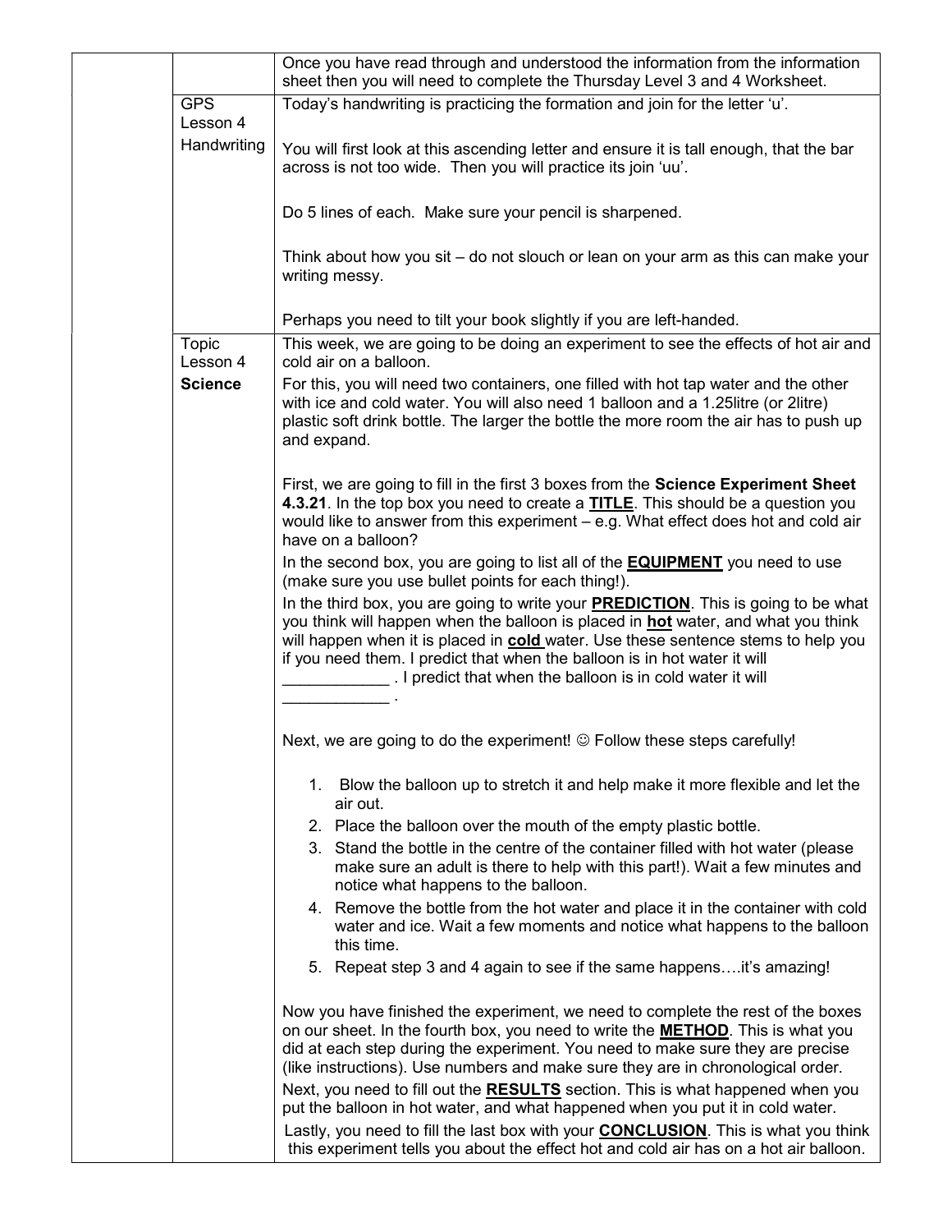| | | |
|---|---|---|
| | | Once you have read through and understood the information from the information sheet then you will need to complete the Thursday Level 3 and 4 Worksheet. |
| | GPS Lesson 4 Handwriting | Today's handwriting is practicing the formation and join for the letter 'u'.<br><br>You will first look at this ascending letter and ensure it is tall enough, that the bar across is not too wide. Then you will practice its join 'uu'.<br><br>Do 5 lines of each. Make sure your pencil is sharpened.<br><br>Think about how you sit – do not slouch or lean on your arm as this can make your writing messy.<br><br>Perhaps you need to tilt your book slightly if you are left-handed. |
| | Topic Lesson 4 **Science** | This week, we are going to be doing an experiment to see the effects of hot air and cold air on a balloon.<br>For this, you will need two containers, one filled with hot tap water and the other with ice and cold water. You will also need 1 balloon and a 1.25litre (or 2litre) plastic soft drink bottle. The larger the bottle the more room the air has to push up and expand.<br><br>First, we are going to fill in the first 3 boxes from the **Science Experiment Sheet 4.3.21**. In the top box you need to create a **TITLE**. This should be a question you would like to answer from this experiment – e.g. What effect does hot and cold air have on a balloon?<br>In the second box, you are going to list all of the **EQUIPMENT** you need to use (make sure you use bullet points for each thing!).<br>In the third box, you are going to write your **PREDICTION**. This is going to be what you think will happen when the balloon is placed in **hot** water, and what you think will happen when it is placed in **cold** water. Use these sentence stems to help you if you need them. I predict that when the balloon is in hot water it will ____________ . I predict that when the balloon is in cold water it will ____________ .<br><br>Next, we are going to do the experiment! ☺ Follow these steps carefully!<br><br>1. Blow the balloon up to stretch it and help make it more flexible and let the air out.<br>2. Place the balloon over the mouth of the empty plastic bottle.<br>3. Stand the bottle in the centre of the container filled with hot water (please make sure an adult is there to help with this part!). Wait a few minutes and notice what happens to the balloon.<br>4. Remove the bottle from the hot water and place it in the container with cold water and ice. Wait a few moments and notice what happens to the balloon this time.<br>5. Repeat step 3 and 4 again to see if the same happens….it's amazing!<br><br>Now you have finished the experiment, we need to complete the rest of the boxes on our sheet. In the fourth box, you need to write the **METHOD**. This is what you did at each step during the experiment. You need to make sure they are precise (like instructions). Use numbers and make sure they are in chronological order.<br>Next, you need to fill out the **RESULTS** section. This is what happened when you put the balloon in hot water, and what happened when you put it in cold water.<br>Lastly, you need to fill the last box with your **CONCLUSION**. This is what you think this experiment tells you about the effect hot and cold air has on a hot air balloon. |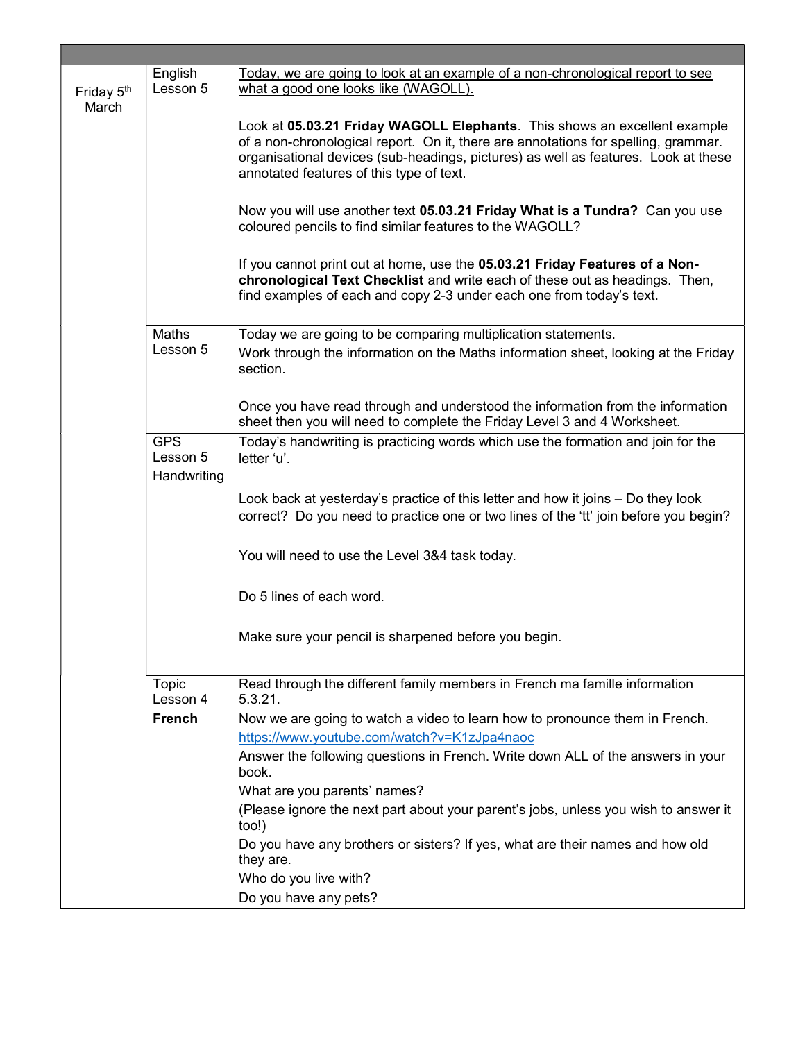| | | |
|---|---|---|
| Friday 5th March | English Lesson 5 | Today, we are going to look at an example of a non-chronological report to see what a good one looks like (WAGOLL).<br><br>Look at **05.03.21 Friday WAGOLL Elephants**. This shows an excellent example of a non-chronological report. On it, there are annotations for spelling, grammar. organisational devices (sub-headings, pictures) as well as features. Look at these annotated features of this type of text.<br><br>Now you will use another text **05.03.21 Friday What is a Tundra?** Can you use coloured pencils to find similar features to the WAGOLL?<br><br>If you cannot print out at home, use the **05.03.21 Friday Features of a Non-chronological Text Checklist** and write each of these out as headings. Then, find examples of each and copy 2-3 under each one from today's text. |
| | Maths Lesson 5 | Today we are going to be comparing multiplication statements.<br>Work through the information on the Maths information sheet, looking at the Friday section.<br><br>Once you have read through and understood the information from the information sheet then you will need to complete the Friday Level 3 and 4 Worksheet. |
| | GPS Lesson 5 Handwriting | Today's handwriting is practicing words which use the formation and join for the letter 'u'.<br><br>Look back at yesterday's practice of this letter and how it joins – Do they look correct? Do you need to practice one or two lines of the 'tt' join before you begin?<br><br>You will need to use the Level 3&4 task today.<br><br>Do 5 lines of each word.<br><br>Make sure your pencil is sharpened before you begin. |
| | Topic Lesson 4 **French** | Read through the different family members in French ma famille information 5.3.21.<br>Now we are going to watch a video to learn how to pronounce them in French.<br>https://www.youtube.com/watch?v=K1zJpa4naoc<br>Answer the following questions in French. Write down ALL of the answers in your book.<br>What are you parents' names?<br>(Please ignore the next part about your parent's jobs, unless you wish to answer it too!)<br>Do you have any brothers or sisters? If yes, what are their names and how old they are.<br>Who do you live with?<br>Do you have any pets? |